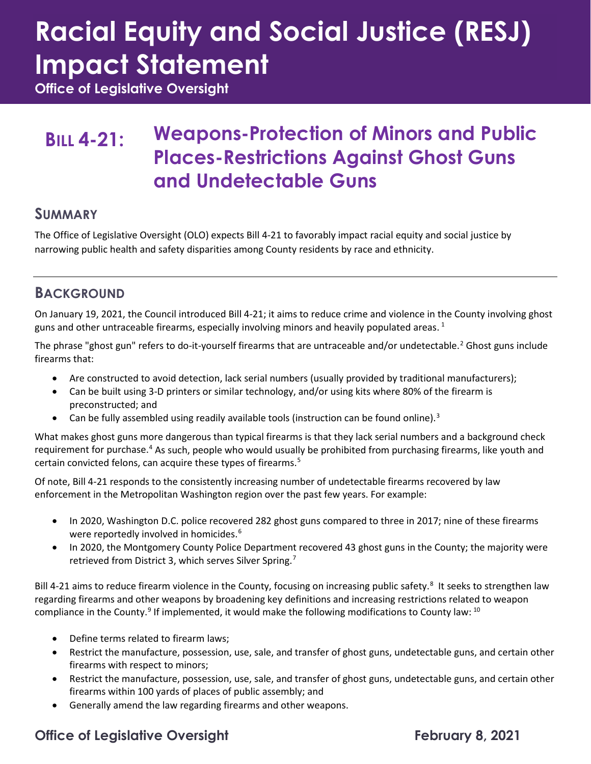# Racial Equity and Social Justice (RESJ) Impact Statement

**Office of Legislative Oversight**

## BILL 4-21: Weapons-Protection of Minors and Public Places-Restrictions Against Ghost Guns and Undetectable Guns

### SUMMARY

The Office of Legislative Oversight (OLO) expects Bill 4-21 to favorably impact racial equity and social justice by narrowing public health and safety disparities among County residents by race and ethnicity.

---

### BACKGROUND

On January 19, 2021, the Council introduced Bill 4-21; it aims to reduce crime and violence in the County involving ghost guns and other untraceable firearms, especially involving minors and heavily populated areas. [1]

The phrase "ghost gun" refers to do-it-yourself firearms that are untraceable and/or undetectable.[2] Ghost guns include firearms that:

- Are constructed to avoid detection, lack serial numbers (usually provided by traditional manufacturers);
- Can be built using 3-D printers or similar technology, and/or using kits where 80% of the firearm is preconstructed; and
- Can be fully assembled using readily available tools (instruction can be found online).[3]

What makes ghost guns more dangerous than typical firearms is that they lack serial numbers and a background check requirement for purchase.[4] As such, people who would usually be prohibited from purchasing firearms, like youth and certain convicted felons, can acquire these types of firearms.[5]

Of note, Bill 4-21 responds to the consistently increasing number of undetectable firearms recovered by law enforcement in the Metropolitan Washington region over the past few years. For example:

- In 2020, Washington D.C. police recovered 282 ghost guns compared to three in 2017; nine of these firearms were reportedly involved in homicides.[6]
- In 2020, the Montgomery County Police Department recovered 43 ghost guns in the County; the majority were retrieved from District 3, which serves Silver Spring.[7]

Bill 4-21 aims to reduce firearm violence in the County, focusing on increasing public safety.[8] It seeks to strengthen law regarding firearms and other weapons by broadening key definitions and increasing restrictions related to weapon compliance in the County.[9] If implemented, it would make the following modifications to County law: [10]

- Define terms related to firearm laws;
- Restrict the manufacture, possession, use, sale, and transfer of ghost guns, undetectable guns, and certain other firearms with respect to minors;
- Restrict the manufacture, possession, use, sale, and transfer of ghost guns, undetectable guns, and certain other firearms within 100 yards of places of public assembly; and
- Generally amend the law regarding firearms and other weapons.

**Office of Legislative Oversight** **February 8, 2021**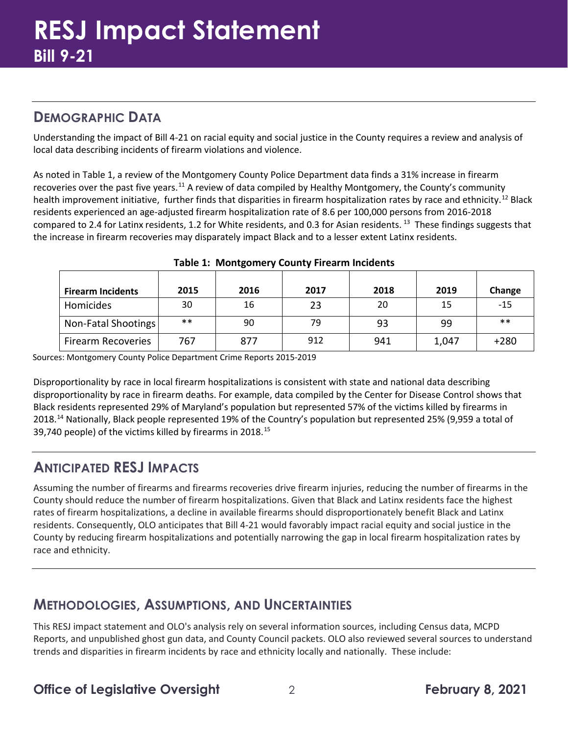## DEMOGRAPHIC DATA

Understanding the impact of Bill 4-21 on racial equity and social justice in the County requires a review and analysis of local data describing incidents of firearm violations and violence.

As noted in Table 1, a review of the Montgomery County Police Department data finds a 31% increase in firearm recoveries over the past five years.[11] A review of data compiled by Healthy Montgomery, the County's community health improvement initiative, further finds that disparities in firearm hospitalization rates by race and ethnicity.[12] Black residents experienced an age-adjusted firearm hospitalization rate of 8.6 per 100,000 persons from 2016-2018 compared to 2.4 for Latinx residents, 1.2 for White residents, and 0.3 for Asian residents.[13] These findings suggests that the increase in firearm recoveries may disparately impact Black and to a lesser extent Latinx residents.

**Table 1: Montgomery County Firearm Incidents**

| Firearm Incidents | 2015 | 2016 | 2017 | 2018 | 2019 | Change |
|---|---|---|---|---|---|---|
| Homicides | 30 | 16 | 23 | 20 | 15 | -15 |
| Non-Fatal Shootings | ** | 90 | 79 | 93 | 99 | ** |
| Firearm Recoveries | 767 | 877 | 912 | 941 | 1,047 | +280 |

Sources: Montgomery County Police Department Crime Reports 2015-2019

Disproportionality by race in local firearm hospitalizations is consistent with state and national data describing disproportionality by race in firearm deaths. For example, data compiled by the Center for Disease Control shows that Black residents represented 29% of Maryland's population but represented 57% of the victims killed by firearms in 2018.[14] Nationally, Black people represented 19% of the Country's population but represented 25% (9,959 a total of 39,740 people) of the victims killed by firearms in 2018.[15]

## ANTICIPATED RESJ IMPACTS

Assuming the number of firearms and firearms recoveries drive firearm injuries, reducing the number of firearms in the County should reduce the number of firearm hospitalizations. Given that Black and Latinx residents face the highest rates of firearm hospitalizations, a decline in available firearms should disproportionately benefit Black and Latinx residents. Consequently, OLO anticipates that Bill 4-21 would favorably impact racial equity and social justice in the County by reducing firearm hospitalizations and potentially narrowing the gap in local firearm hospitalization rates by race and ethnicity.

## METHODOLOGIES, ASSUMPTIONS, AND UNCERTAINTIES

This RESJ impact statement and OLO's analysis rely on several information sources, including Census data, MCPD Reports, and unpublished ghost gun data, and County Council packets. OLO also reviewed several sources to understand trends and disparities in firearm incidents by race and ethnicity locally and nationally. These include: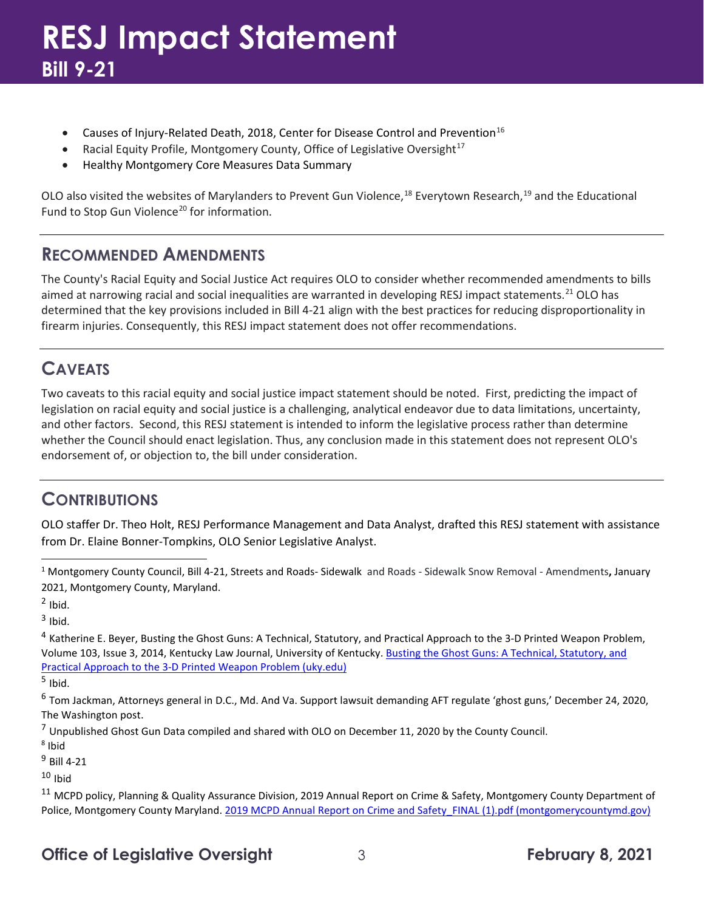- Causes of Injury-Related Death, 2018, Center for Disease Control and Prevention[16]
- Racial Equity Profile, Montgomery County, Office of Legislative Oversight[17]
- Healthy Montgomery Core Measures Data Summary

OLO also visited the websites of Marylanders to Prevent Gun Violence,[18] Everytown Research,[19] and the Educational Fund to Stop Gun Violence[20] for information.

## RECOMMENDED AMENDMENTS

The County's Racial Equity and Social Justice Act requires OLO to consider whether recommended amendments to bills aimed at narrowing racial and social inequalities are warranted in developing RESJ impact statements.[21] OLO has determined that the key provisions included in Bill 4-21 align with the best practices for reducing disproportionality in firearm injuries. Consequently, this RESJ impact statement does not offer recommendations.

## CAVEATS

Two caveats to this racial equity and social justice impact statement should be noted. First, predicting the impact of legislation on racial equity and social justice is a challenging, analytical endeavor due to data limitations, uncertainty, and other factors. Second, this RESJ statement is intended to inform the legislative process rather than determine whether the Council should enact legislation. Thus, any conclusion made in this statement does not represent OLO's endorsement of, or objection to, the bill under consideration.

## CONTRIBUTIONS

OLO staffer Dr. Theo Holt, RESJ Performance Management and Data Analyst, drafted this RESJ statement with assistance from Dr. Elaine Bonner-Tompkins, OLO Senior Legislative Analyst.

---

[1] Montgomery County Council, Bill 4-21, Streets and Roads- Sidewalk and Roads - Sidewalk Snow Removal - Amendments**,** January 2021, Montgomery County, Maryland.

[2] Ibid.

[3] Ibid.

[4] Katherine E. Beyer, Busting the Ghost Guns: A Technical, Statutory, and Practical Approach to the 3-D Printed Weapon Problem, Volume 103, Issue 3, 2014, Kentucky Law Journal, University of Kentucky. [Busting the Ghost Guns: A Technical, Statutory, and Practical Approach to the 3-D Printed Weapon Problem (uky.edu)]

[5] Ibid.

[6] Tom Jackman, Attorneys general in D.C., Md. And Va. Support lawsuit demanding AFT regulate 'ghost guns,' December 24, 2020, The Washington post.

[7] Unpublished Ghost Gun Data compiled and shared with OLO on December 11, 2020 by the County Council.

[8] Ibid

[9] Bill 4-21

[10] Ibid

[11] MCPD policy, Planning & Quality Assurance Division, 2019 Annual Report on Crime & Safety, Montgomery County Department of Police, Montgomery County Maryland. [2019 MCPD Annual Report on Crime and Safety_FINAL (1).pdf (montgomerycountymd.gov)]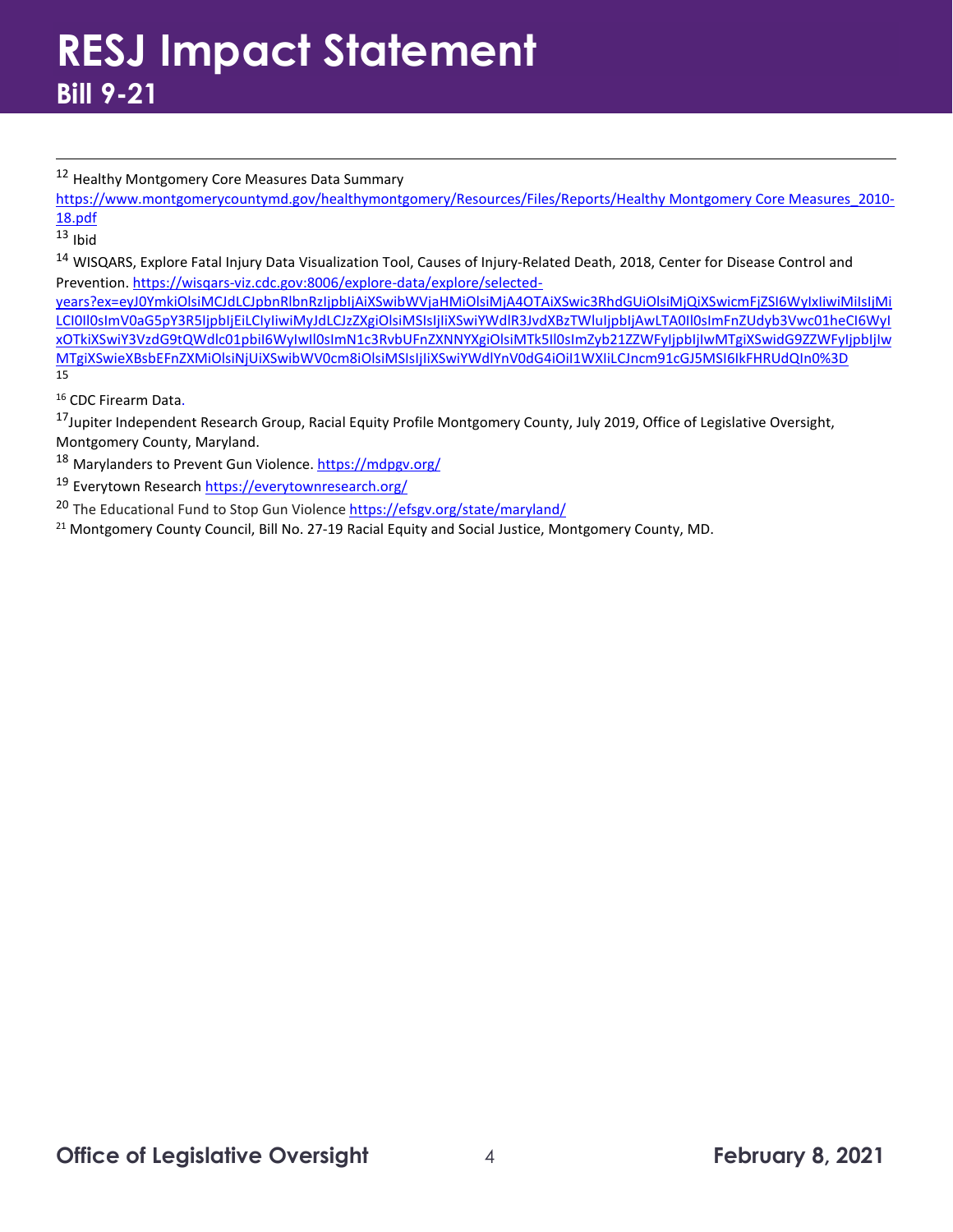[12] Healthy Montgomery Core Measures Data Summary https://www.montgomerycountymd.gov/healthymontgomery/Resources/Files/Reports/Healthy Montgomery Core Measures_2010-18.pdf

[13] Ibid

[14] WISQARS, Explore Fatal Injury Data Visualization Tool, Causes of Injury-Related Death, 2018, Center for Disease Control and Prevention. https://wisqars-viz.cdc.gov:8006/explore-data/explore/selected-years?ex=eyJ0YmkiOlsiMCJdLCJpbnRlbnRzIjpbIjAiXSwibWVjaHMiOlsiMjA4OTAiXSwic3RhdGUiOlsiMjQiXSwicmFjZSI6WyIxIiwiMiIsIjMiLCI0Il0sImV0aG5pY3R5IjpbIjEiLCIyIiwiMyJdLCJzZXgiOlsiMSIsIjIiXSwiYWdlR3JvdXBzTWluIjpbIjAwLTA0Il0sImFnZUdyb3Vwc01heCI6WyIxOTkiXSwiY3VzdG9tQWdlc01pbiI6WyIwIl0sImN1c3RvbUFnZXNNYXgiOlsiMTk5Il0sImZyb21ZZWFyIjpbIjIwMTgiXSwidG9ZZWFyIjpbIjIwMTgiXSwieXBsbEFnZXMiOlsiNjUiXSwibWV0cm8iOlsiMSIsIjIiXSwiYWdlYnV0dG4iOiI1WXIiLCJncm91cGJ5MSI6IkFHRUdQIn0%3D

[15]

[16] CDC Firearm Data.

[17] Jupiter Independent Research Group, Racial Equity Profile Montgomery County, July 2019, Office of Legislative Oversight, Montgomery County, Maryland.

[18] Marylanders to Prevent Gun Violence. https://mdpgv.org/

[19] Everytown Research https://everytownresearch.org/

[20] The Educational Fund to Stop Gun Violence https://efsgv.org/state/maryland/

[21] Montgomery County Council, Bill No. 27-19 Racial Equity and Social Justice, Montgomery County, MD.